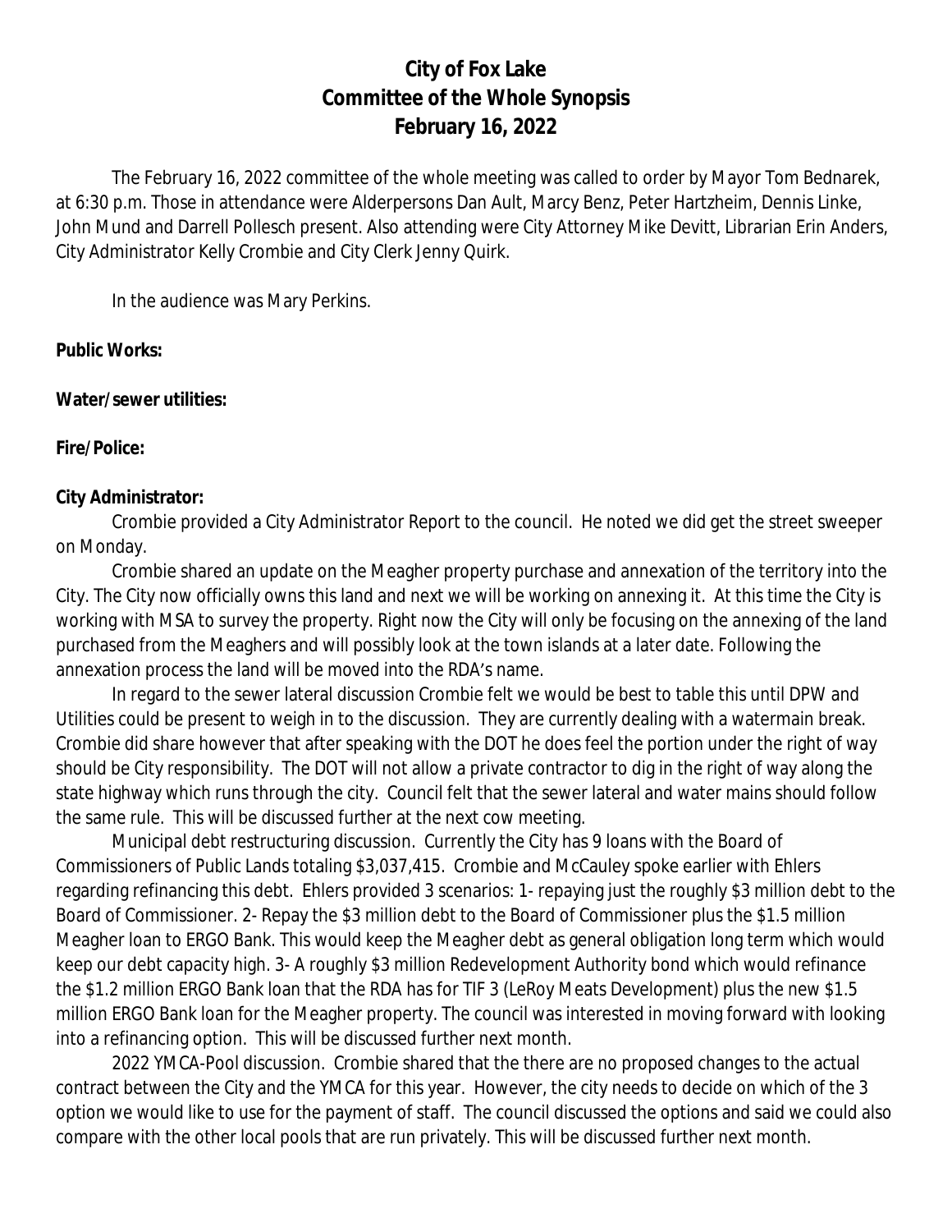# City of Fox Lake
## Committee of the Whole Synopsis
## February 16, 2022

The February 16, 2022 committee of the whole meeting was called to order by Mayor Tom Bednarek, at 6:30 p.m. Those in attendance were Alderpersons Dan Ault, Marcy Benz, Peter Hartzheim, Dennis Linke, John Mund and Darrell Pollesch present. Also attending were City Attorney Mike Devitt, Librarian Erin Anders, City Administrator Kelly Crombie and City Clerk Jenny Quirk.

In the audience was Mary Perkins.

**Public Works:**

**Water/sewer utilities:**

**Fire/Police:**

**City Administrator:**

Crombie provided a City Administrator Report to the council. He noted we did get the street sweeper on Monday.

Crombie shared an update on the Meagher property purchase and annexation of the territory into the City. The City now officially owns this land and next we will be working on annexing it. At this time the City is working with MSA to survey the property. Right now the City will only be focusing on the annexing of the land purchased from the Meaghers and will possibly look at the town islands at a later date. Following the annexation process the land will be moved into the RDA's name.

In regard to the sewer lateral discussion Crombie felt we would be best to table this until DPW and Utilities could be present to weigh in to the discussion. They are currently dealing with a watermain break. Crombie did share however that after speaking with the DOT he does feel the portion under the right of way should be City responsibility. The DOT will not allow a private contractor to dig in the right of way along the state highway which runs through the city. Council felt that the sewer lateral and water mains should follow the same rule. This will be discussed further at the next cow meeting.

Municipal debt restructuring discussion. Currently the City has 9 loans with the Board of Commissioners of Public Lands totaling $3,037,415. Crombie and McCauley spoke earlier with Ehlers regarding refinancing this debt. Ehlers provided 3 scenarios: 1- repaying just the roughly $3 million debt to the Board of Commissioner. 2- Repay the $3 million debt to the Board of Commissioner plus the $1.5 million Meagher loan to ERGO Bank. This would keep the Meagher debt as general obligation long term which would keep our debt capacity high. 3- A roughly $3 million Redevelopment Authority bond which would refinance the $1.2 million ERGO Bank loan that the RDA has for TIF 3 (LeRoy Meats Development) plus the new $1.5 million ERGO Bank loan for the Meagher property. The council was interested in moving forward with looking into a refinancing option. This will be discussed further next month.

2022 YMCA-Pool discussion. Crombie shared that the there are no proposed changes to the actual contract between the City and the YMCA for this year. However, the city needs to decide on which of the 3 option we would like to use for the payment of staff. The council discussed the options and said we could also compare with the other local pools that are run privately. This will be discussed further next month.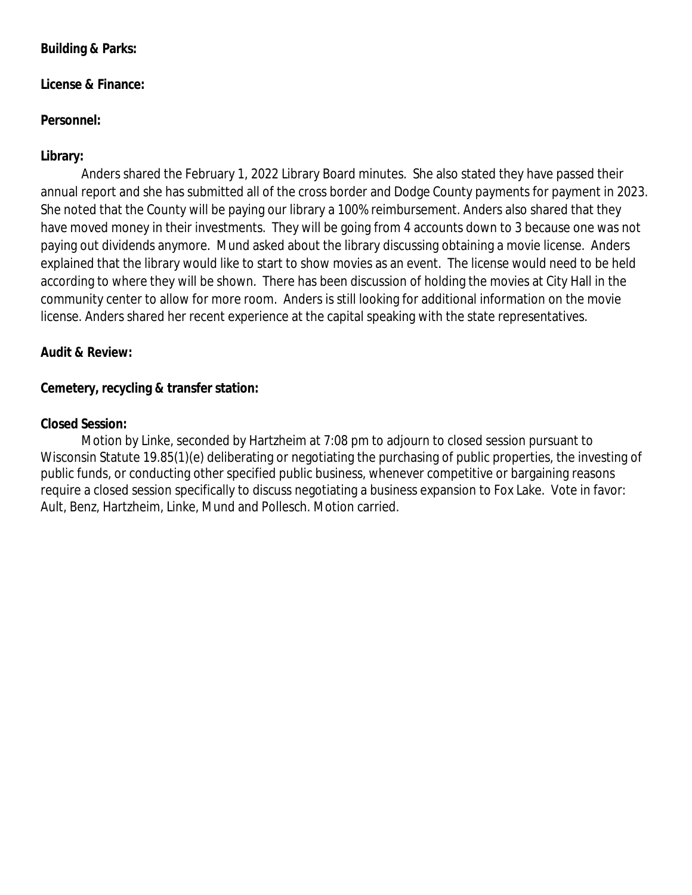**Building & Parks:**

**License & Finance:**

**Personnel:**

**Library:**

Anders shared the February 1, 2022 Library Board minutes. She also stated they have passed their annual report and she has submitted all of the cross border and Dodge County payments for payment in 2023. She noted that the County will be paying our library a 100% reimbursement. Anders also shared that they have moved money in their investments. They will be going from 4 accounts down to 3 because one was not paying out dividends anymore. Mund asked about the library discussing obtaining a movie license. Anders explained that the library would like to start to show movies as an event. The license would need to be held according to where they will be shown. There has been discussion of holding the movies at City Hall in the community center to allow for more room. Anders is still looking for additional information on the movie license. Anders shared her recent experience at the capital speaking with the state representatives.

**Audit & Review:**

**Cemetery, recycling & transfer station:**

**Closed Session:**

Motion by Linke, seconded by Hartzheim at 7:08 pm to adjourn to closed session pursuant to Wisconsin Statute 19.85(1)(e) deliberating or negotiating the purchasing of public properties, the investing of public funds, or conducting other specified public business, whenever competitive or bargaining reasons require a closed session specifically to discuss negotiating a business expansion to Fox Lake. Vote in favor: Ault, Benz, Hartzheim, Linke, Mund and Pollesch. Motion carried.